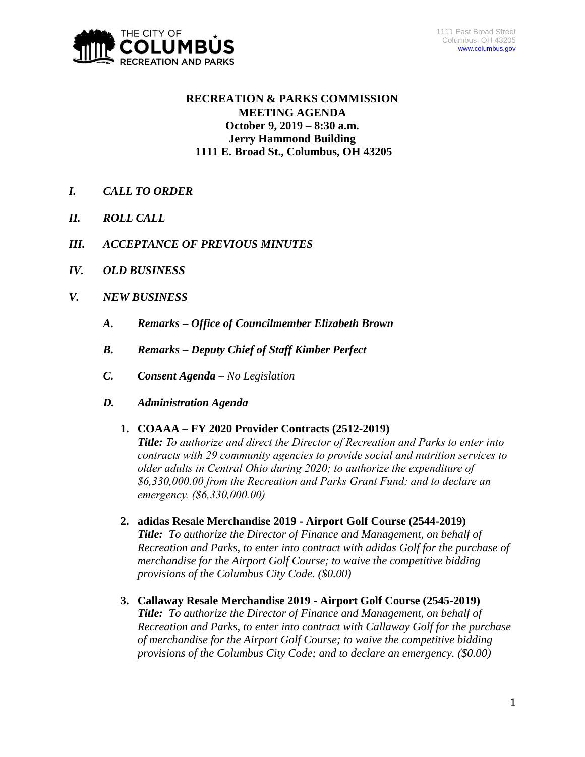THE CITY OF COLUMBUS RECREATION AND PARKS

1111 East Broad Street
Columbus, OH 43205
www.columbus.gov

# RECREATION & PARKS COMMISSION MEETING AGENDA

**October 9, 2019 – 8:30 a.m.**
**Jerry Hammond Building**
**1111 E. Broad St., Columbus, OH 43205**

## *I. CALL TO ORDER*

## *II. ROLL CALL*

## *III. ACCEPTANCE OF PREVIOUS MINUTES*

## *IV. OLD BUSINESS*

## *V. NEW BUSINESS*

### *A. Remarks – Office of Councilmember Elizabeth Brown*

### *B. Remarks – Deputy Chief of Staff Kimber Perfect*

### *C. Consent Agenda – No Legislation*

### *D. Administration Agenda*

1. **COAAA – FY 2020 Provider Contracts (2512-2019)**
   ***Title:*** *To authorize and direct the Director of Recreation and Parks to enter into contracts with 29 community agencies to provide social and nutrition services to older adults in Central Ohio during 2020; to authorize the expenditure of $6,330,000.00 from the Recreation and Parks Grant Fund; and to declare an emergency. ($6,330,000.00)*

2. **adidas Resale Merchandise 2019 - Airport Golf Course (2544-2019)**
   ***Title:*** *To authorize the Director of Finance and Management, on behalf of Recreation and Parks, to enter into contract with adidas Golf for the purchase of merchandise for the Airport Golf Course; to waive the competitive bidding provisions of the Columbus City Code. ($0.00)*

3. **Callaway Resale Merchandise 2019 - Airport Golf Course (2545-2019)**
   ***Title:*** *To authorize the Director of Finance and Management, on behalf of Recreation and Parks, to enter into contract with Callaway Golf for the purchase of merchandise for the Airport Golf Course; to waive the competitive bidding provisions of the Columbus City Code; and to declare an emergency. ($0.00)*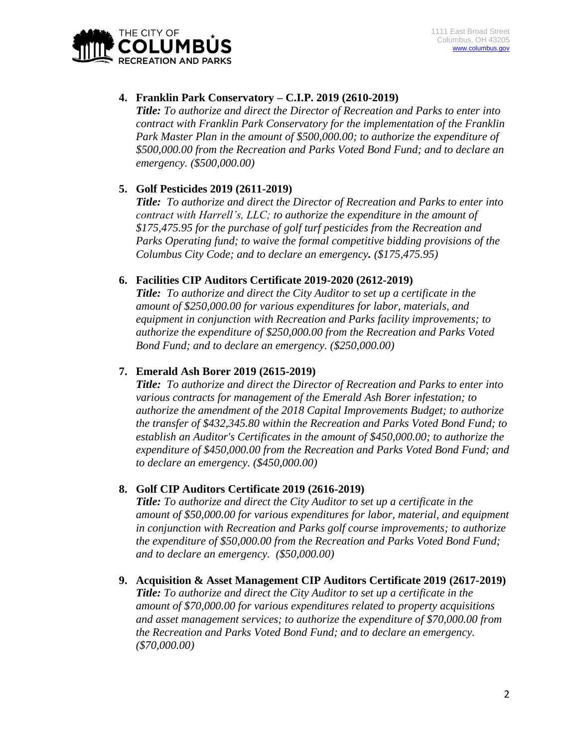4. **Franklin Park Conservatory – C.I.P. 2019 (2610-2019)**
   ***Title:*** *To authorize and direct the Director of Recreation and Parks to enter into contract with Franklin Park Conservatory for the implementation of the Franklin Park Master Plan in the amount of $500,000.00; to authorize the expenditure of $500,000.00 from the Recreation and Parks Voted Bond Fund; and to declare an emergency. ($500,000.00)*

5. **Golf Pesticides 2019 (2611-2019)**
   ***Title:*** *To authorize and direct the Director of Recreation and Parks to enter into contract with Harrell's, LLC; to authorize the expenditure in the amount of $175,475.95 for the purchase of golf turf pesticides from the Recreation and Parks Operating fund; to waive the formal competitive bidding provisions of the Columbus City Code; and to declare an emergency. ($175,475.95)*

6. **Facilities CIP Auditors Certificate 2019-2020 (2612-2019)**
   ***Title:*** *To authorize and direct the City Auditor to set up a certificate in the amount of $250,000.00 for various expenditures for labor, materials, and equipment in conjunction with Recreation and Parks facility improvements; to authorize the expenditure of $250,000.00 from the Recreation and Parks Voted Bond Fund; and to declare an emergency. ($250,000.00)*

7. **Emerald Ash Borer 2019 (2615-2019)**
   ***Title:*** *To authorize and direct the Director of Recreation and Parks to enter into various contracts for management of the Emerald Ash Borer infestation; to authorize the amendment of the 2018 Capital Improvements Budget; to authorize the transfer of $432,345.80 within the Recreation and Parks Voted Bond Fund; to establish an Auditor's Certificates in the amount of $450,000.00; to authorize the expenditure of $450,000.00 from the Recreation and Parks Voted Bond Fund; and to declare an emergency. ($450,000.00)*

8. **Golf CIP Auditors Certificate 2019 (2616-2019)**
   ***Title:*** *To authorize and direct the City Auditor to set up a certificate in the amount of $50,000.00 for various expenditures for labor, material, and equipment in conjunction with Recreation and Parks golf course improvements; to authorize the expenditure of $50,000.00 from the Recreation and Parks Voted Bond Fund; and to declare an emergency. ($50,000.00)*

9. **Acquisition & Asset Management CIP Auditors Certificate 2019 (2617-2019)**
   ***Title:*** *To authorize and direct the City Auditor to set up a certificate in the amount of $70,000.00 for various expenditures related to property acquisitions and asset management services; to authorize the expenditure of $70,000.00 from the Recreation and Parks Voted Bond Fund; and to declare an emergency. ($70,000.00)*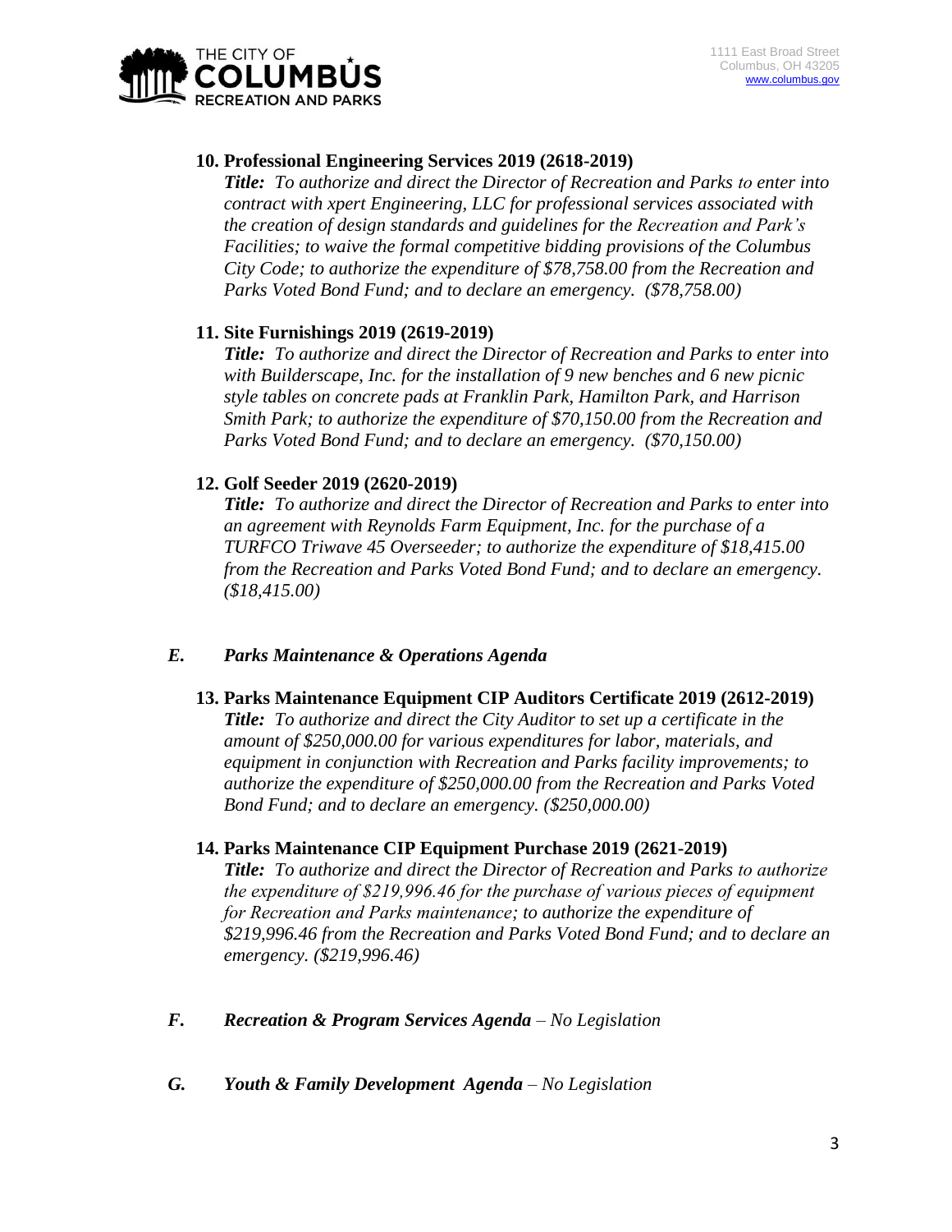**10. Professional Engineering Services 2019 (2618-2019)**

***Title:*** *To authorize and direct the Director of Recreation and Parks to enter into contract with xpert Engineering, LLC for professional services associated with the creation of design standards and guidelines for the Recreation and Park's Facilities; to waive the formal competitive bidding provisions of the Columbus City Code; to authorize the expenditure of $78,758.00 from the Recreation and Parks Voted Bond Fund; and to declare an emergency. ($78,758.00)*

**11. Site Furnishings 2019 (2619-2019)**

***Title:*** *To authorize and direct the Director of Recreation and Parks to enter into with Builderscape, Inc. for the installation of 9 new benches and 6 new picnic style tables on concrete pads at Franklin Park, Hamilton Park, and Harrison Smith Park; to authorize the expenditure of $70,150.00 from the Recreation and Parks Voted Bond Fund; and to declare an emergency. ($70,150.00)*

**12. Golf Seeder 2019 (2620-2019)**

***Title:*** *To authorize and direct the Director of Recreation and Parks to enter into an agreement with Reynolds Farm Equipment, Inc. for the purchase of a TURFCO Triwave 45 Overseeder; to authorize the expenditure of $18,415.00 from the Recreation and Parks Voted Bond Fund; and to declare an emergency. ($18,415.00)*

## *E. Parks Maintenance & Operations Agenda*

**13. Parks Maintenance Equipment CIP Auditors Certificate 2019 (2612-2019)**

***Title:*** *To authorize and direct the City Auditor to set up a certificate in the amount of $250,000.00 for various expenditures for labor, materials, and equipment in conjunction with Recreation and Parks facility improvements; to authorize the expenditure of $250,000.00 from the Recreation and Parks Voted Bond Fund; and to declare an emergency. ($250,000.00)*

**14. Parks Maintenance CIP Equipment Purchase 2019 (2621-2019)**

***Title:*** *To authorize and direct the Director of Recreation and Parks to authorize the expenditure of $219,996.46 for the purchase of various pieces of equipment for Recreation and Parks maintenance; to authorize the expenditure of $219,996.46 from the Recreation and Parks Voted Bond Fund; and to declare an emergency. ($219,996.46)*

## *F. Recreation & Program Services Agenda* – *No Legislation*

## *G. Youth & Family Development Agenda* – *No Legislation*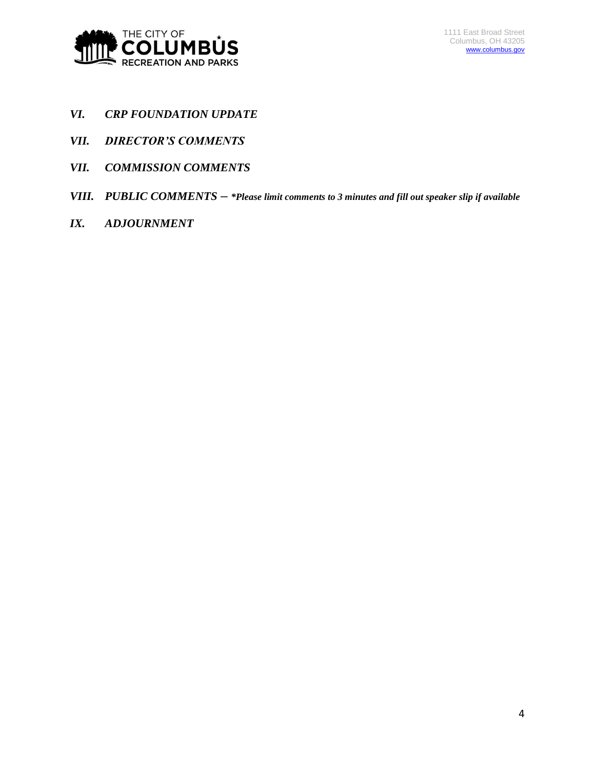THE CITY OF COLUMBUS RECREATION AND PARKS

1111 East Broad Street
Columbus, OH 43205
www.columbus.gov

***VI. CRP FOUNDATION UPDATE***

***VII. DIRECTOR'S COMMENTS***

***VII. COMMISSION COMMENTS***

***VIII. PUBLIC COMMENTS – *Please limit comments to 3 minutes and fill out speaker slip if available***

***IX. ADJOURNMENT***